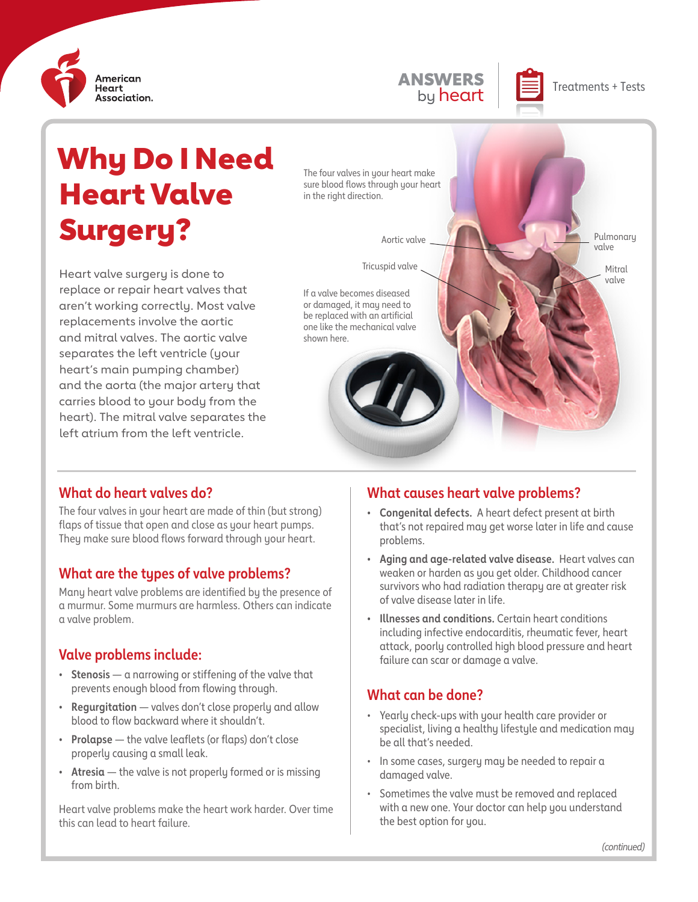# Why Do I Need Heart Valve Surgery?

Heart valve surgery is done to replace or repair heart valves that aren't working correctly. Most valve replacements involve the aortic and mitral valves. The aortic valve separates the left ventricle (your heart's main pumping chamber) and the aorta (the major artery that carries blood to your body from the heart). The mitral valve separates the left atrium from the left ventricle.

The four valves in your heart make sure blood flows through your heart in the right direction.

Aortic valve

Tricuspid valve

Pulmonary valve

Mitral valve

If a valve becomes diseased or damaged, it may need to be replaced with an artificial one like the mechanical valve shown here.

## What do heart valves do?

The four valves in your heart are made of thin (but strong) flaps of tissue that open and close as your heart pumps. They make sure blood flows forward through your heart.

## What are the types of valve problems?

Many heart valve problems are identified by the presence of a murmur. Some murmurs are harmless. Others can indicate a valve problem.

## Valve problems include:

- **Stenosis** — a narrowing or stiffening of the valve that prevents enough blood from flowing through.
- **Regurgitation** — valves don't close properly and allow blood to flow backward where it shouldn't.
- **Prolapse** — the valve leaflets (or flaps) don't close properly causing a small leak.
- **Atresia** — the valve is not properly formed or is missing from birth.

Heart valve problems make the heart work harder. Over time this can lead to heart failure.

## What causes heart valve problems?

- **Congenital defects.** A heart defect present at birth that's not repaired may get worse later in life and cause problems.
- **Aging and age-related valve disease.** Heart valves can weaken or harden as you get older. Childhood cancer survivors who had radiation therapy are at greater risk of valve disease later in life.
- **Illnesses and conditions.** Certain heart conditions including infective endocarditis, rheumatic fever, heart attack, poorly controlled high blood pressure and heart failure can scar or damage a valve.

## What can be done?

- Yearly check-ups with your health care provider or specialist, living a healthy lifestyle and medication may be all that's needed.
- In some cases, surgery may be needed to repair a damaged valve.
- Sometimes the valve must be removed and replaced with a new one. Your doctor can help you understand the best option for you.

*(continued)*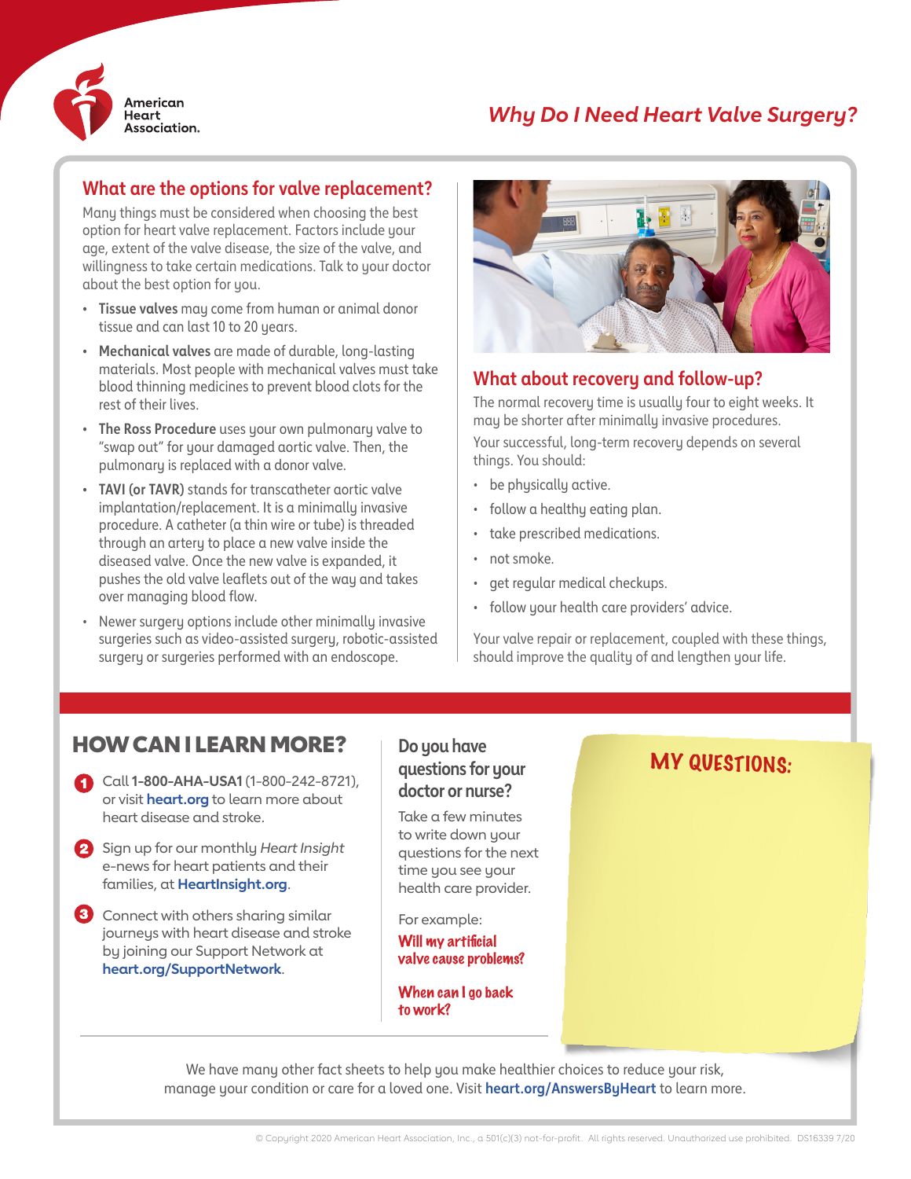# Why Do I Need Heart Valve Surgery?

## What are the options for valve replacement?

Many things must be considered when choosing the best option for heart valve replacement. Factors include your age, extent of the valve disease, the size of the valve, and willingness to take certain medications. Talk to your doctor about the best option for you.

- **Tissue valves** may come from human or animal donor tissue and can last 10 to 20 years.
- **Mechanical valves** are made of durable, long-lasting materials. Most people with mechanical valves must take blood thinning medicines to prevent blood clots for the rest of their lives.
- **The Ross Procedure** uses your own pulmonary valve to "swap out" for your damaged aortic valve. Then, the pulmonary is replaced with a donor valve.
- **TAVI (or TAVR)** stands for transcatheter aortic valve implantation/replacement. It is a minimally invasive procedure. A catheter (a thin wire or tube) is threaded through an artery to place a new valve inside the diseased valve. Once the new valve is expanded, it pushes the old valve leaflets out of the way and takes over managing blood flow.
- Newer surgery options include other minimally invasive surgeries such as video-assisted surgery, robotic-assisted surgery or surgeries performed with an endoscope.

## What about recovery and follow-up?

The normal recovery time is usually four to eight weeks. It may be shorter after minimally invasive procedures.

Your successful, long-term recovery depends on several things. You should:

- be physically active.
- follow a healthy eating plan.
- take prescribed medications.
- not smoke.
- get regular medical checkups.
- follow your health care providers' advice.

Your valve repair or replacement, coupled with these things, should improve the quality of and lengthen your life.

## HOW CAN I LEARN MORE?

1. Call **1-800-AHA-USA1** (1-800-242-8721), or visit **heart.org** to learn more about heart disease and stroke.
2. Sign up for our monthly *Heart Insight* e-news for heart patients and their families, at **HeartInsight.org**.
3. Connect with others sharing similar journeys with heart disease and stroke by joining our Support Network at **heart.org/SupportNetwork**.

### Do you have questions for your doctor or nurse?

Take a few minutes to write down your questions for the next time you see your health care provider.

For example:

**Will my artificial valve cause problems?**

**When can I go back to work?**

### MY QUESTIONS:

We have many other fact sheets to help you make healthier choices to reduce your risk, manage your condition or care for a loved one. Visit **heart.org/AnswersByHeart** to learn more.

© Copyright 2020 American Heart Association, Inc., a 501(c)(3) not-for-profit. All rights reserved. Unauthorized use prohibited. DS16339 7/20